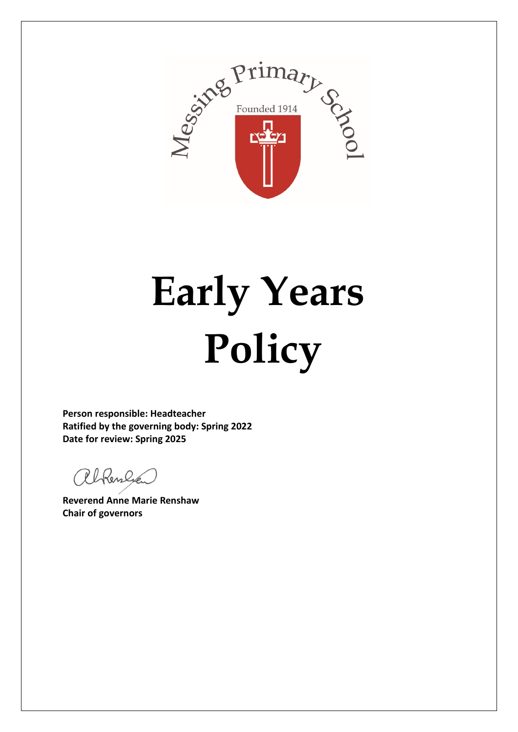Messing Primary School

Founded 1914

# Early Years Policy

**Person responsible: Headteacher**
**Ratified by the governing body: Spring 2022**
**Date for review: Spring 2025**

**Reverend Anne Marie Renshaw**
**Chair of governors**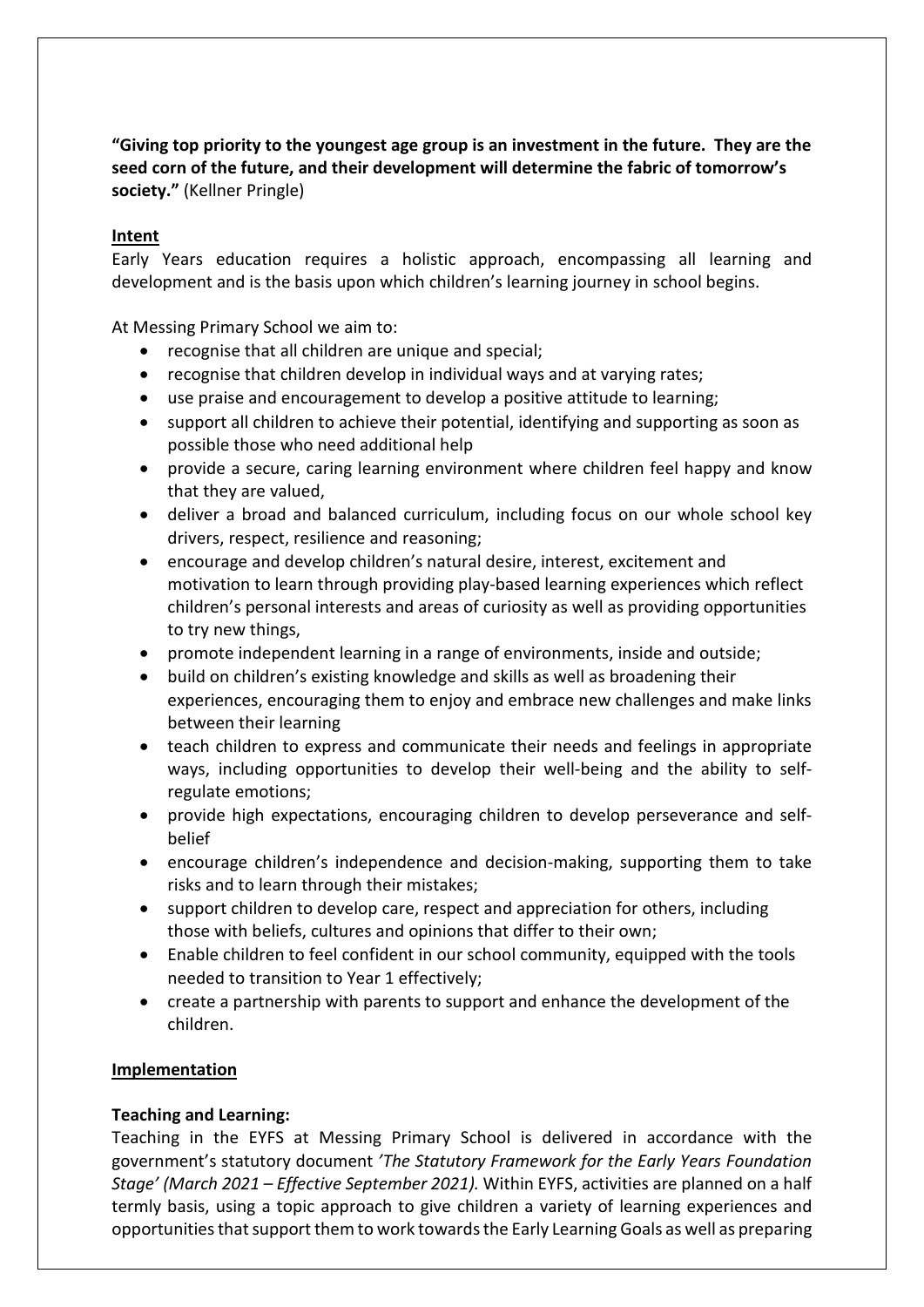**"Giving top priority to the youngest age group is an investment in the future. They are the seed corn of the future, and their development will determine the fabric of tomorrow's society."** (Kellner Pringle)

## Intent

Early Years education requires a holistic approach, encompassing all learning and development and is the basis upon which children's learning journey in school begins.

At Messing Primary School we aim to:

- recognise that all children are unique and special;
- recognise that children develop in individual ways and at varying rates;
- use praise and encouragement to develop a positive attitude to learning;
- support all children to achieve their potential, identifying and supporting as soon as possible those who need additional help
- provide a secure, caring learning environment where children feel happy and know that they are valued,
- deliver a broad and balanced curriculum, including focus on our whole school key drivers, respect, resilience and reasoning;
- encourage and develop children's natural desire, interest, excitement and motivation to learn through providing play-based learning experiences which reflect children's personal interests and areas of curiosity as well as providing opportunities to try new things,
- promote independent learning in a range of environments, inside and outside;
- build on children's existing knowledge and skills as well as broadening their experiences, encouraging them to enjoy and embrace new challenges and make links between their learning
- teach children to express and communicate their needs and feelings in appropriate ways, including opportunities to develop their well-being and the ability to self-regulate emotions;
- provide high expectations, encouraging children to develop perseverance and self-belief
- encourage children's independence and decision-making, supporting them to take risks and to learn through their mistakes;
- support children to develop care, respect and appreciation for others, including those with beliefs, cultures and opinions that differ to their own;
- Enable children to feel confident in our school community, equipped with the tools needed to transition to Year 1 effectively;
- create a partnership with parents to support and enhance the development of the children.

## Implementation

### Teaching and Learning:

Teaching in the EYFS at Messing Primary School is delivered in accordance with the government's statutory document *'The Statutory Framework for the Early Years Foundation Stage' (March 2021 – Effective September 2021).* Within EYFS, activities are planned on a half termly basis, using a topic approach to give children a variety of learning experiences and opportunities that support them to work towards the Early Learning Goals as well as preparing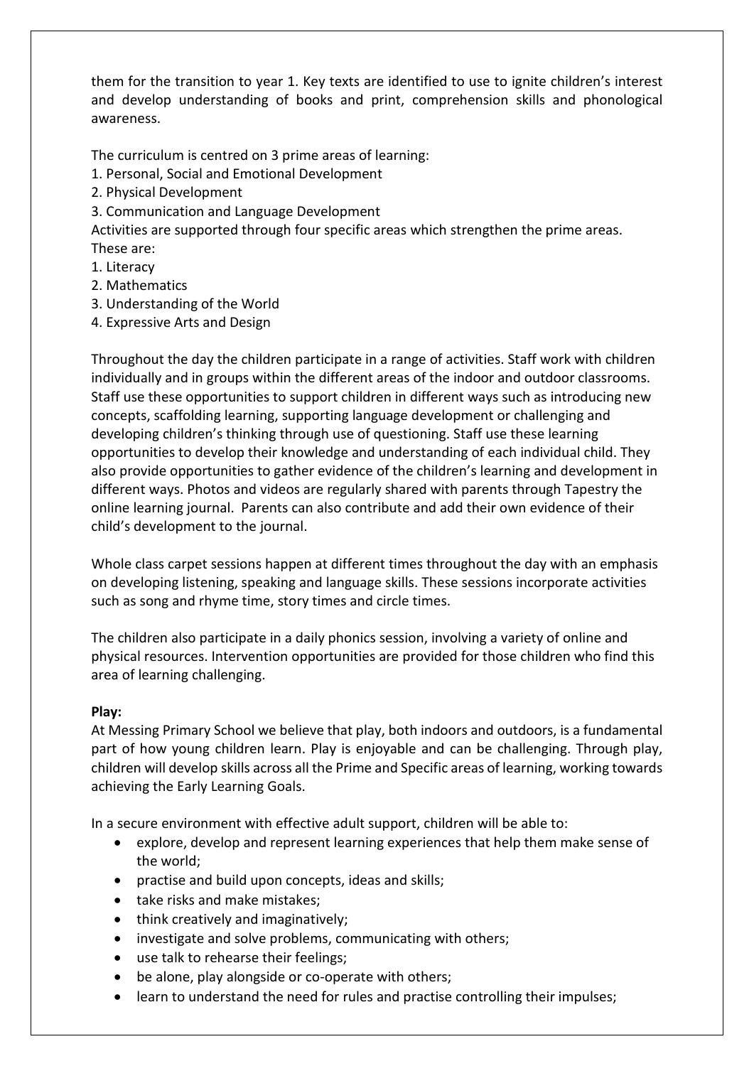them for the transition to year 1. Key texts are identified to use to ignite children's interest and develop understanding of books and print, comprehension skills and phonological awareness.

The curriculum is centred on 3 prime areas of learning:

1. Personal, Social and Emotional Development
2. Physical Development
3. Communication and Language Development

Activities are supported through four specific areas which strengthen the prime areas. These are:

1. Literacy
2. Mathematics
3. Understanding of the World
4. Expressive Arts and Design

Throughout the day the children participate in a range of activities. Staff work with children individually and in groups within the different areas of the indoor and outdoor classrooms. Staff use these opportunities to support children in different ways such as introducing new concepts, scaffolding learning, supporting language development or challenging and developing children's thinking through use of questioning. Staff use these learning opportunities to develop their knowledge and understanding of each individual child. They also provide opportunities to gather evidence of the children's learning and development in different ways. Photos and videos are regularly shared with parents through Tapestry the online learning journal. Parents can also contribute and add their own evidence of their child's development to the journal.

Whole class carpet sessions happen at different times throughout the day with an emphasis on developing listening, speaking and language skills. These sessions incorporate activities such as song and rhyme time, story times and circle times.

The children also participate in a daily phonics session, involving a variety of online and physical resources. Intervention opportunities are provided for those children who find this area of learning challenging.

**Play:**

At Messing Primary School we believe that play, both indoors and outdoors, is a fundamental part of how young children learn. Play is enjoyable and can be challenging. Through play, children will develop skills across all the Prime and Specific areas of learning, working towards achieving the Early Learning Goals.

In a secure environment with effective adult support, children will be able to:

- explore, develop and represent learning experiences that help them make sense of the world;
- practise and build upon concepts, ideas and skills;
- take risks and make mistakes;
- think creatively and imaginatively;
- investigate and solve problems, communicating with others;
- use talk to rehearse their feelings;
- be alone, play alongside or co-operate with others;
- learn to understand the need for rules and practise controlling their impulses;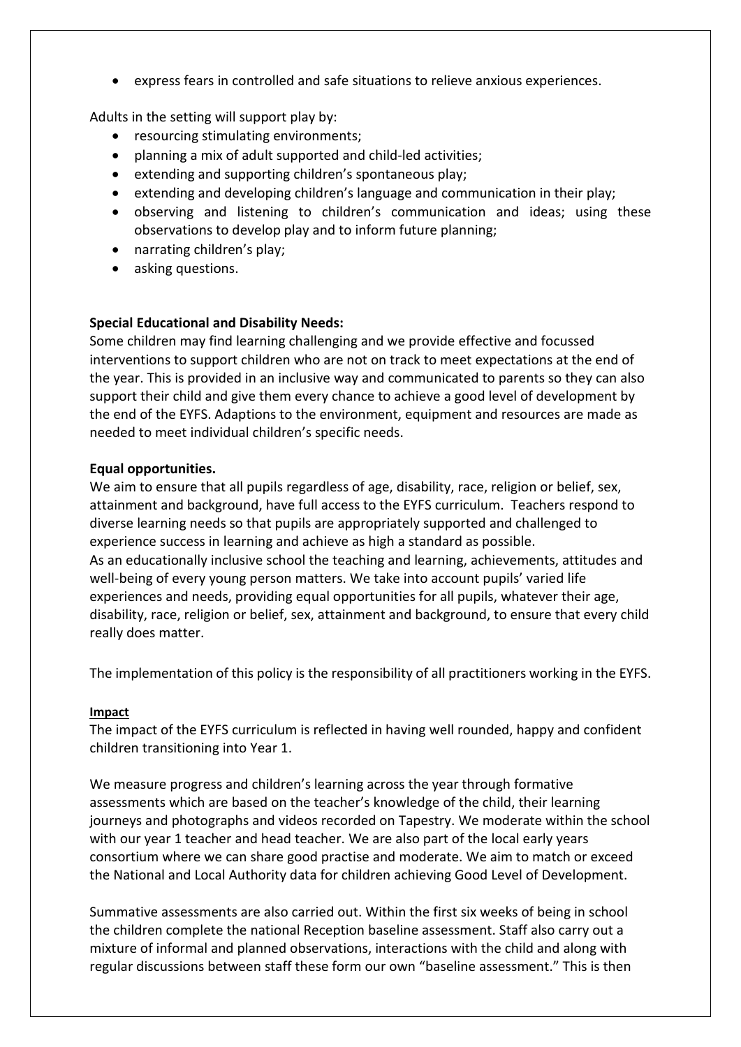- express fears in controlled and safe situations to relieve anxious experiences.

Adults in the setting will support play by:

- resourcing stimulating environments;
- planning a mix of adult supported and child-led activities;
- extending and supporting children's spontaneous play;
- extending and developing children's language and communication in their play;
- observing and listening to children's communication and ideas; using these observations to develop play and to inform future planning;
- narrating children's play;
- asking questions.

**Special Educational and Disability Needs:**

Some children may find learning challenging and we provide effective and focussed interventions to support children who are not on track to meet expectations at the end of the year. This is provided in an inclusive way and communicated to parents so they can also support their child and give them every chance to achieve a good level of development by the end of the EYFS. Adaptions to the environment, equipment and resources are made as needed to meet individual children's specific needs.

**Equal opportunities.**

We aim to ensure that all pupils regardless of age, disability, race, religion or belief, sex, attainment and background, have full access to the EYFS curriculum. Teachers respond to diverse learning needs so that pupils are appropriately supported and challenged to experience success in learning and achieve as high a standard as possible.
As an educationally inclusive school the teaching and learning, achievements, attitudes and well-being of every young person matters. We take into account pupils' varied life experiences and needs, providing equal opportunities for all pupils, whatever their age, disability, race, religion or belief, sex, attainment and background, to ensure that every child really does matter.

The implementation of this policy is the responsibility of all practitioners working in the EYFS.

**Impact**

The impact of the EYFS curriculum is reflected in having well rounded, happy and confident children transitioning into Year 1.

We measure progress and children's learning across the year through formative assessments which are based on the teacher's knowledge of the child, their learning journeys and photographs and videos recorded on Tapestry. We moderate within the school with our year 1 teacher and head teacher. We are also part of the local early years consortium where we can share good practise and moderate. We aim to match or exceed the National and Local Authority data for children achieving Good Level of Development.

Summative assessments are also carried out. Within the first six weeks of being in school the children complete the national Reception baseline assessment. Staff also carry out a mixture of informal and planned observations, interactions with the child and along with regular discussions between staff these form our own "baseline assessment." This is then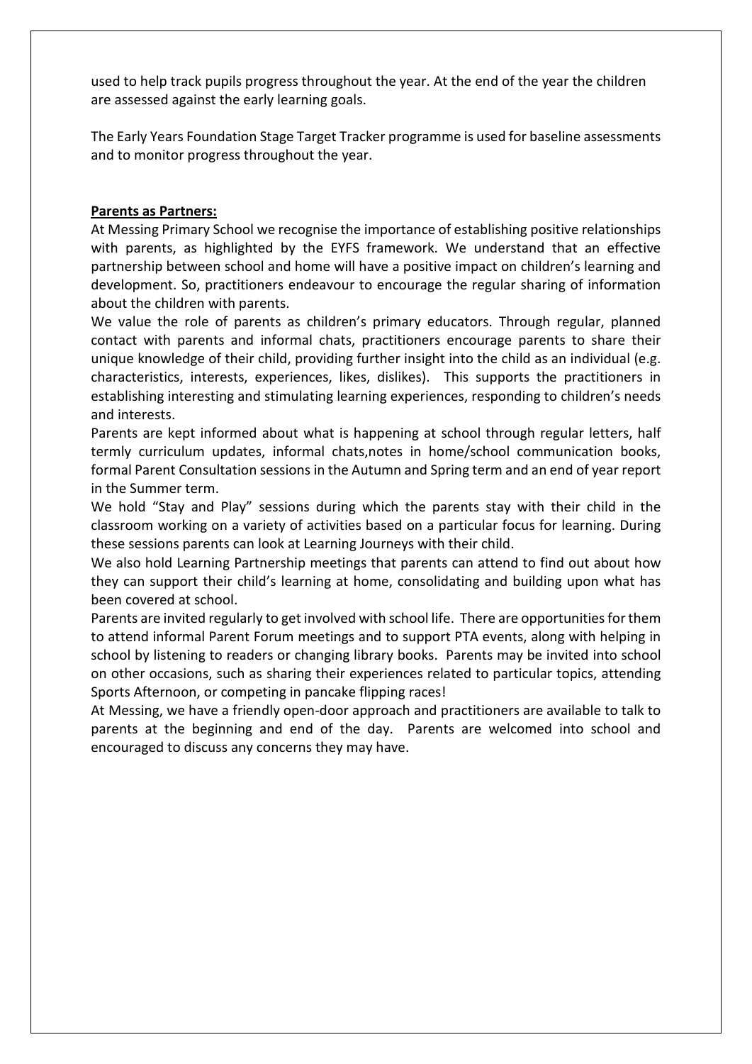used to help track pupils progress throughout the year. At the end of the year the children are assessed against the early learning goals.

The Early Years Foundation Stage Target Tracker programme is used for baseline assessments and to monitor progress throughout the year.

**Parents as Partners:**

At Messing Primary School we recognise the importance of establishing positive relationships with parents, as highlighted by the EYFS framework. We understand that an effective partnership between school and home will have a positive impact on children's learning and development. So, practitioners endeavour to encourage the regular sharing of information about the children with parents.

We value the role of parents as children's primary educators. Through regular, planned contact with parents and informal chats, practitioners encourage parents to share their unique knowledge of their child, providing further insight into the child as an individual (e.g. characteristics, interests, experiences, likes, dislikes). This supports the practitioners in establishing interesting and stimulating learning experiences, responding to children's needs and interests.

Parents are kept informed about what is happening at school through regular letters, half termly curriculum updates, informal chats,notes in home/school communication books, formal Parent Consultation sessions in the Autumn and Spring term and an end of year report in the Summer term.

We hold "Stay and Play" sessions during which the parents stay with their child in the classroom working on a variety of activities based on a particular focus for learning. During these sessions parents can look at Learning Journeys with their child.

We also hold Learning Partnership meetings that parents can attend to find out about how they can support their child's learning at home, consolidating and building upon what has been covered at school.

Parents are invited regularly to get involved with school life. There are opportunities for them to attend informal Parent Forum meetings and to support PTA events, along with helping in school by listening to readers or changing library books. Parents may be invited into school on other occasions, such as sharing their experiences related to particular topics, attending Sports Afternoon, or competing in pancake flipping races!

At Messing, we have a friendly open-door approach and practitioners are available to talk to parents at the beginning and end of the day. Parents are welcomed into school and encouraged to discuss any concerns they may have.